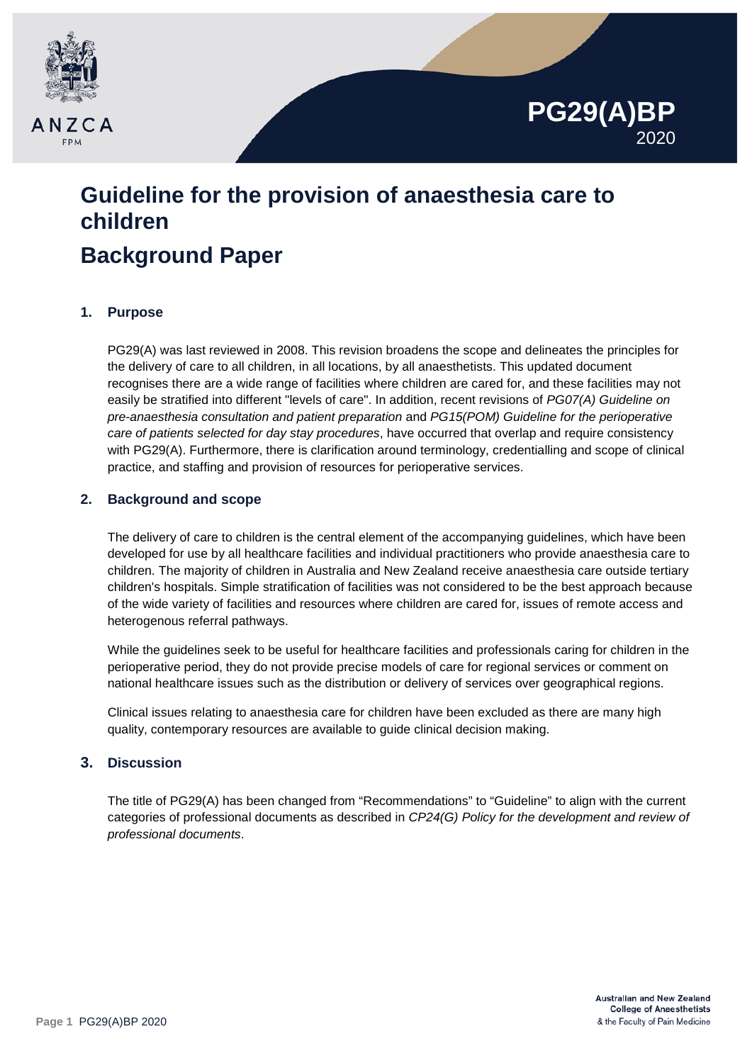PG29(A)BP
2020

# Guideline for the provision of anaesthesia care to children

# Background Paper

## 1. Purpose

PG29(A) was last reviewed in 2008. This revision broadens the scope and delineates the principles for the delivery of care to all children, in all locations, by all anaesthetists. This updated document recognises there are a wide range of facilities where children are cared for, and these facilities may not easily be stratified into different "levels of care". In addition, recent revisions of *PG07(A) Guideline on pre-anaesthesia consultation and patient preparation* and *PG15(POM) Guideline for the perioperative care of patients selected for day stay procedures*, have occurred that overlap and require consistency with PG29(A). Furthermore, there is clarification around terminology, credentialling and scope of clinical practice, and staffing and provision of resources for perioperative services.

## 2. Background and scope

The delivery of care to children is the central element of the accompanying guidelines, which have been developed for use by all healthcare facilities and individual practitioners who provide anaesthesia care to children. The majority of children in Australia and New Zealand receive anaesthesia care outside tertiary children's hospitals. Simple stratification of facilities was not considered to be the best approach because of the wide variety of facilities and resources where children are cared for, issues of remote access and heterogenous referral pathways.

While the guidelines seek to be useful for healthcare facilities and professionals caring for children in the perioperative period, they do not provide precise models of care for regional services or comment on national healthcare issues such as the distribution or delivery of services over geographical regions.

Clinical issues relating to anaesthesia care for children have been excluded as there are many high quality, contemporary resources are available to guide clinical decision making.

## 3. Discussion

The title of PG29(A) has been changed from "Recommendations" to "Guideline" to align with the current categories of professional documents as described in *CP24(G) Policy for the development and review of professional documents*.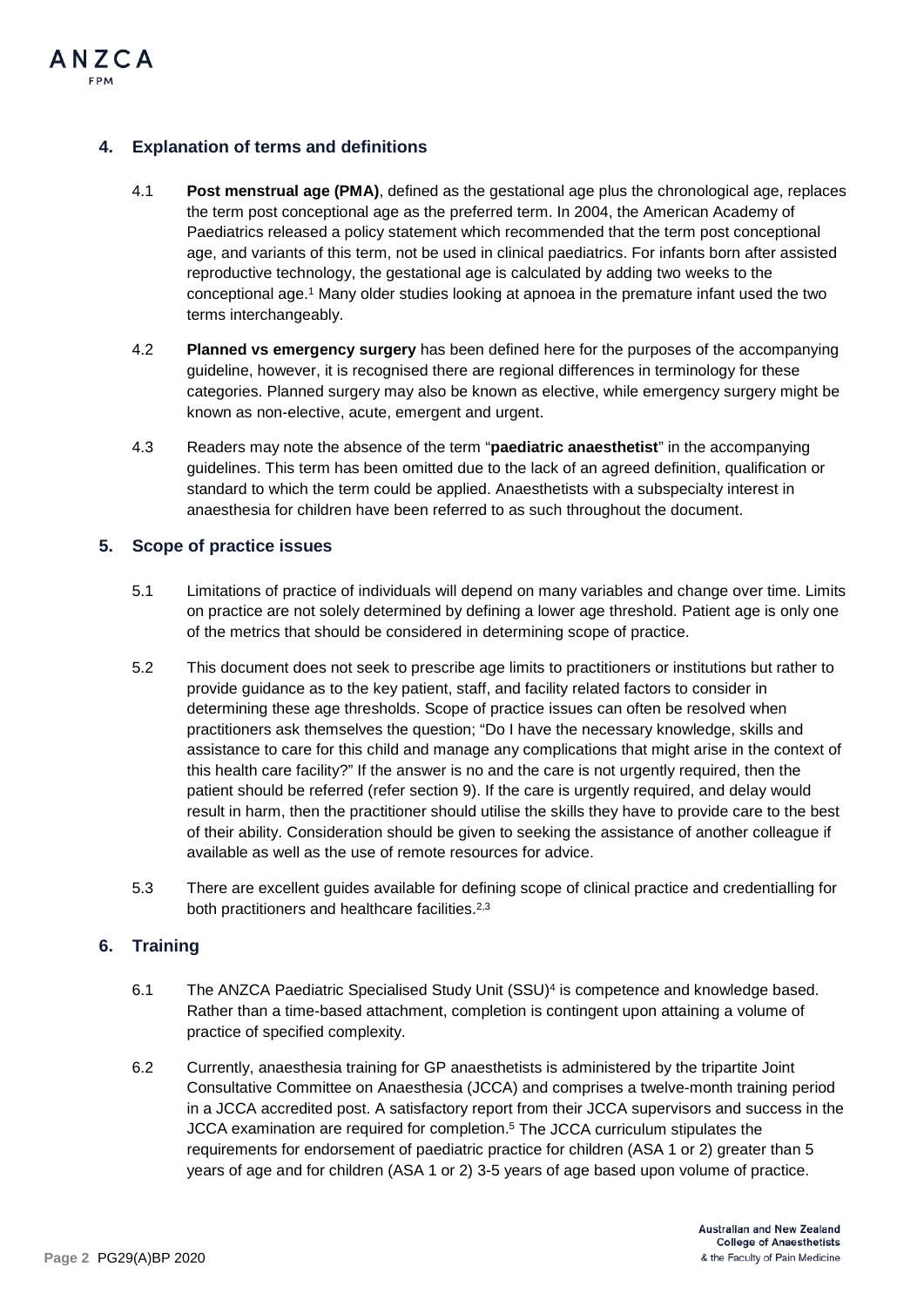## 4. Explanation of terms and definitions

4.1 **Post menstrual age (PMA)**, defined as the gestational age plus the chronological age, replaces the term post conceptional age as the preferred term. In 2004, the American Academy of Paediatrics released a policy statement which recommended that the term post conceptional age, and variants of this term, not be used in clinical paediatrics. For infants born after assisted reproductive technology, the gestational age is calculated by adding two weeks to the conceptional age.[1] Many older studies looking at apnoea in the premature infant used the two terms interchangeably.

4.2 **Planned vs emergency surgery** has been defined here for the purposes of the accompanying guideline, however, it is recognised there are regional differences in terminology for these categories. Planned surgery may also be known as elective, while emergency surgery might be known as non-elective, acute, emergent and urgent.

4.3 Readers may note the absence of the term "**paediatric anaesthetist**" in the accompanying guidelines. This term has been omitted due to the lack of an agreed definition, qualification or standard to which the term could be applied. Anaesthetists with a subspecialty interest in anaesthesia for children have been referred to as such throughout the document.

## 5. Scope of practice issues

5.1 Limitations of practice of individuals will depend on many variables and change over time. Limits on practice are not solely determined by defining a lower age threshold. Patient age is only one of the metrics that should be considered in determining scope of practice.

5.2 This document does not seek to prescribe age limits to practitioners or institutions but rather to provide guidance as to the key patient, staff, and facility related factors to consider in determining these age thresholds. Scope of practice issues can often be resolved when practitioners ask themselves the question; "Do I have the necessary knowledge, skills and assistance to care for this child and manage any complications that might arise in the context of this health care facility?" If the answer is no and the care is not urgently required, then the patient should be referred (refer section 9). If the care is urgently required, and delay would result in harm, then the practitioner should utilise the skills they have to provide care to the best of their ability. Consideration should be given to seeking the assistance of another colleague if available as well as the use of remote resources for advice.

5.3 There are excellent guides available for defining scope of clinical practice and credentialling for both practitioners and healthcare facilities.[2,3]

## 6. Training

6.1 The ANZCA Paediatric Specialised Study Unit (SSU)[4] is competence and knowledge based. Rather than a time-based attachment, completion is contingent upon attaining a volume of practice of specified complexity.

6.2 Currently, anaesthesia training for GP anaesthetists is administered by the tripartite Joint Consultative Committee on Anaesthesia (JCCA) and comprises a twelve-month training period in a JCCA accredited post. A satisfactory report from their JCCA supervisors and success in the JCCA examination are required for completion.[5] The JCCA curriculum stipulates the requirements for endorsement of paediatric practice for children (ASA 1 or 2) greater than 5 years of age and for children (ASA 1 or 2) 3-5 years of age based upon volume of practice.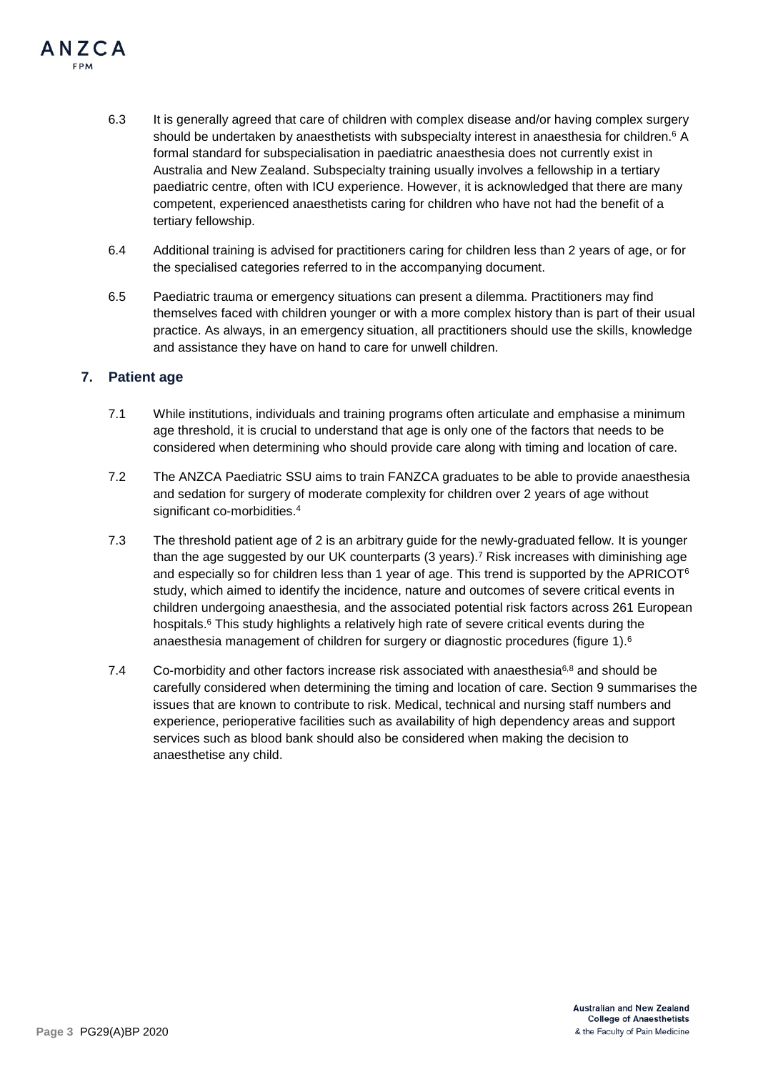6.3 It is generally agreed that care of children with complex disease and/or having complex surgery should be undertaken by anaesthetists with subspecialty interest in anaesthesia for children.[6] A formal standard for subspecialisation in paediatric anaesthesia does not currently exist in Australia and New Zealand. Subspecialty training usually involves a fellowship in a tertiary paediatric centre, often with ICU experience. However, it is acknowledged that there are many competent, experienced anaesthetists caring for children who have not had the benefit of a tertiary fellowship.

6.4 Additional training is advised for practitioners caring for children less than 2 years of age, or for the specialised categories referred to in the accompanying document.

6.5 Paediatric trauma or emergency situations can present a dilemma. Practitioners may find themselves faced with children younger or with a more complex history than is part of their usual practice. As always, in an emergency situation, all practitioners should use the skills, knowledge and assistance they have on hand to care for unwell children.

## 7. Patient age

7.1 While institutions, individuals and training programs often articulate and emphasise a minimum age threshold, it is crucial to understand that age is only one of the factors that needs to be considered when determining who should provide care along with timing and location of care.

7.2 The ANZCA Paediatric SSU aims to train FANZCA graduates to be able to provide anaesthesia and sedation for surgery of moderate complexity for children over 2 years of age without significant co-morbidities.[4]

7.3 The threshold patient age of 2 is an arbitrary guide for the newly-graduated fellow. It is younger than the age suggested by our UK counterparts (3 years).[7] Risk increases with diminishing age and especially so for children less than 1 year of age. This trend is supported by the APRICOT[6] study, which aimed to identify the incidence, nature and outcomes of severe critical events in children undergoing anaesthesia, and the associated potential risk factors across 261 European hospitals.[6] This study highlights a relatively high rate of severe critical events during the anaesthesia management of children for surgery or diagnostic procedures (figure 1).[6]

7.4 Co-morbidity and other factors increase risk associated with anaesthesia[6,8] and should be carefully considered when determining the timing and location of care. Section 9 summarises the issues that are known to contribute to risk. Medical, technical and nursing staff numbers and experience, perioperative facilities such as availability of high dependency areas and support services such as blood bank should also be considered when making the decision to anaesthetise any child.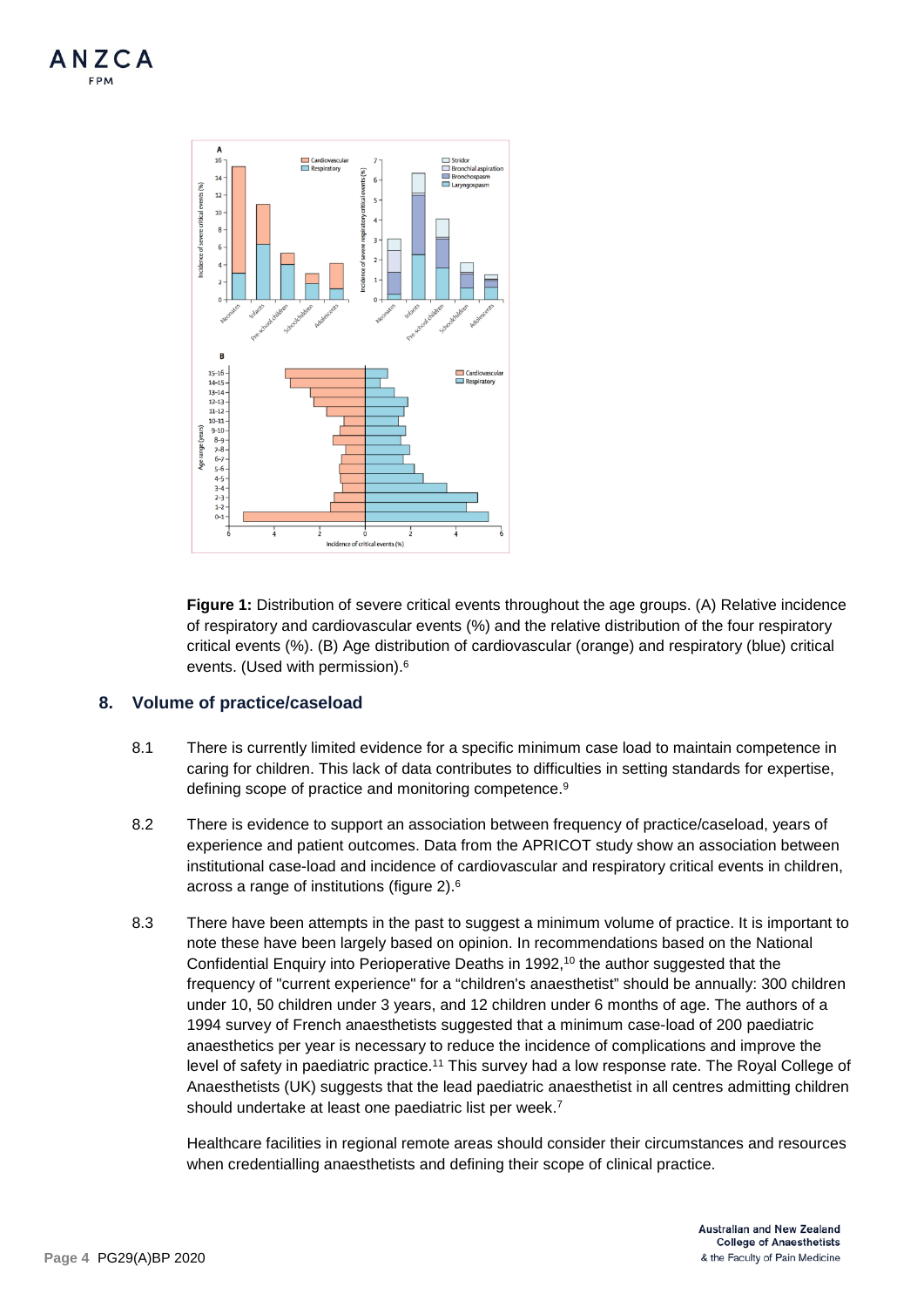**Figure 1:** Distribution of severe critical events throughout the age groups. (A) Relative incidence of respiratory and cardiovascular events (%) and the relative distribution of the four respiratory critical events (%). (B) Age distribution of cardiovascular (orange) and respiratory (blue) critical events. (Used with permission).[6]

## 8. Volume of practice/caseload

8.1 There is currently limited evidence for a specific minimum case load to maintain competence in caring for children. This lack of data contributes to difficulties in setting standards for expertise, defining scope of practice and monitoring competence.[9]

8.2 There is evidence to support an association between frequency of practice/caseload, years of experience and patient outcomes. Data from the APRICOT study show an association between institutional case-load and incidence of cardiovascular and respiratory critical events in children, across a range of institutions (figure 2).[6]

8.3 There have been attempts in the past to suggest a minimum volume of practice. It is important to note these have been largely based on opinion. In recommendations based on the National Confidential Enquiry into Perioperative Deaths in 1992,[10] the author suggested that the frequency of "current experience" for a "children's anaesthetist" should be annually: 300 children under 10, 50 children under 3 years, and 12 children under 6 months of age. The authors of a 1994 survey of French anaesthetists suggested that a minimum case-load of 200 paediatric anaesthetics per year is necessary to reduce the incidence of complications and improve the level of safety in paediatric practice.[11] This survey had a low response rate. The Royal College of Anaesthetists (UK) suggests that the lead paediatric anaesthetist in all centres admitting children should undertake at least one paediatric list per week.[7]

Healthcare facilities in regional remote areas should consider their circumstances and resources when credentialling anaesthetists and defining their scope of clinical practice.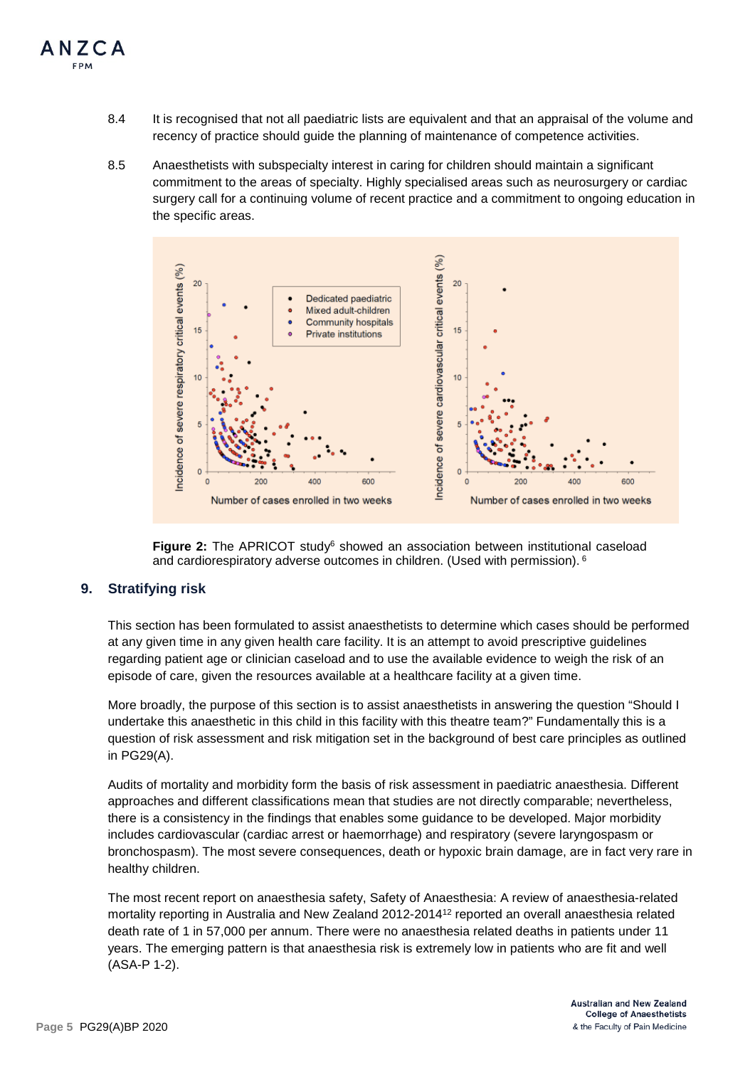8.4 It is recognised that not all paediatric lists are equivalent and that an appraisal of the volume and recency of practice should guide the planning of maintenance of competence activities.

8.5 Anaesthetists with subspecialty interest in caring for children should maintain a significant commitment to the areas of specialty. Highly specialised areas such as neurosurgery or cardiac surgery call for a continuing volume of recent practice and a commitment to ongoing education in the specific areas.

**Figure 2:** The APRICOT study[6] showed an association between institutional caseload and cardiorespiratory adverse outcomes in children. (Used with permission). [6]

## 9. Stratifying risk

This section has been formulated to assist anaesthetists to determine which cases should be performed at any given time in any given health care facility. It is an attempt to avoid prescriptive guidelines regarding patient age or clinician caseload and to use the available evidence to weigh the risk of an episode of care, given the resources available at a healthcare facility at a given time.

More broadly, the purpose of this section is to assist anaesthetists in answering the question "Should I undertake this anaesthetic in this child in this facility with this theatre team?" Fundamentally this is a question of risk assessment and risk mitigation set in the background of best care principles as outlined in PG29(A).

Audits of mortality and morbidity form the basis of risk assessment in paediatric anaesthesia. Different approaches and different classifications mean that studies are not directly comparable; nevertheless, there is a consistency in the findings that enables some guidance to be developed. Major morbidity includes cardiovascular (cardiac arrest or haemorrhage) and respiratory (severe laryngospasm or bronchospasm). The most severe consequences, death or hypoxic brain damage, are in fact very rare in healthy children.

The most recent report on anaesthesia safety, Safety of Anaesthesia: A review of anaesthesia-related mortality reporting in Australia and New Zealand 2012-2014[12] reported an overall anaesthesia related death rate of 1 in 57,000 per annum. There were no anaesthesia related deaths in patients under 11 years. The emerging pattern is that anaesthesia risk is extremely low in patients who are fit and well (ASA-P 1-2).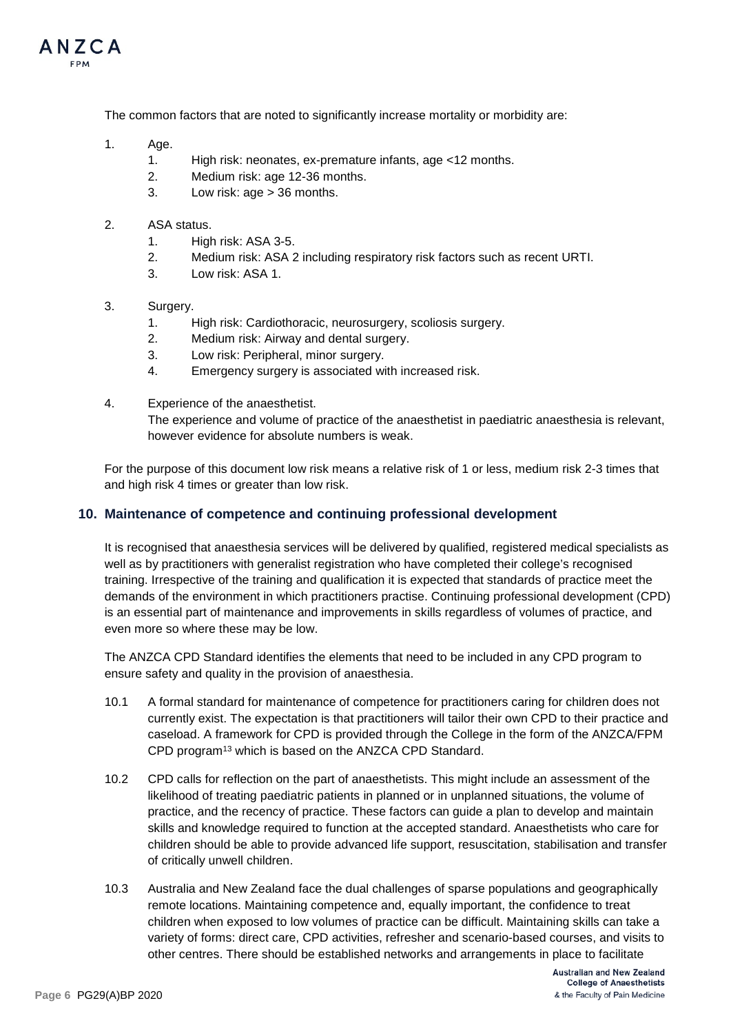The common factors that are noted to significantly increase mortality or morbidity are:

1. Age.
    1. High risk: neonates, ex-premature infants, age <12 months.
    2. Medium risk: age 12-36 months.
    3. Low risk: age > 36 months.

2. ASA status.
    1. High risk: ASA 3-5.
    2. Medium risk: ASA 2 including respiratory risk factors such as recent URTI.
    3. Low risk: ASA 1.

3. Surgery.
    1. High risk: Cardiothoracic, neurosurgery, scoliosis surgery.
    2. Medium risk: Airway and dental surgery.
    3. Low risk: Peripheral, minor surgery.
    4. Emergency surgery is associated with increased risk.

4. Experience of the anaesthetist.
   The experience and volume of practice of the anaesthetist in paediatric anaesthesia is relevant, however evidence for absolute numbers is weak.

For the purpose of this document low risk means a relative risk of 1 or less, medium risk 2-3 times that and high risk 4 times or greater than low risk.

## 10. Maintenance of competence and continuing professional development

It is recognised that anaesthesia services will be delivered by qualified, registered medical specialists as well as by practitioners with generalist registration who have completed their college's recognised training. Irrespective of the training and qualification it is expected that standards of practice meet the demands of the environment in which practitioners practise. Continuing professional development (CPD) is an essential part of maintenance and improvements in skills regardless of volumes of practice, and even more so where these may be low.

The ANZCA CPD Standard identifies the elements that need to be included in any CPD program to ensure safety and quality in the provision of anaesthesia.

10.1 A formal standard for maintenance of competence for practitioners caring for children does not currently exist. The expectation is that practitioners will tailor their own CPD to their practice and caseload. A framework for CPD is provided through the College in the form of the ANZCA/FPM CPD program[13] which is based on the ANZCA CPD Standard.

10.2 CPD calls for reflection on the part of anaesthetists. This might include an assessment of the likelihood of treating paediatric patients in planned or in unplanned situations, the volume of practice, and the recency of practice. These factors can guide a plan to develop and maintain skills and knowledge required to function at the accepted standard. Anaesthetists who care for children should be able to provide advanced life support, resuscitation, stabilisation and transfer of critically unwell children.

10.3 Australia and New Zealand face the dual challenges of sparse populations and geographically remote locations. Maintaining competence and, equally important, the confidence to treat children when exposed to low volumes of practice can be difficult. Maintaining skills can take a variety of forms: direct care, CPD activities, refresher and scenario-based courses, and visits to other centres. There should be established networks and arrangements in place to facilitate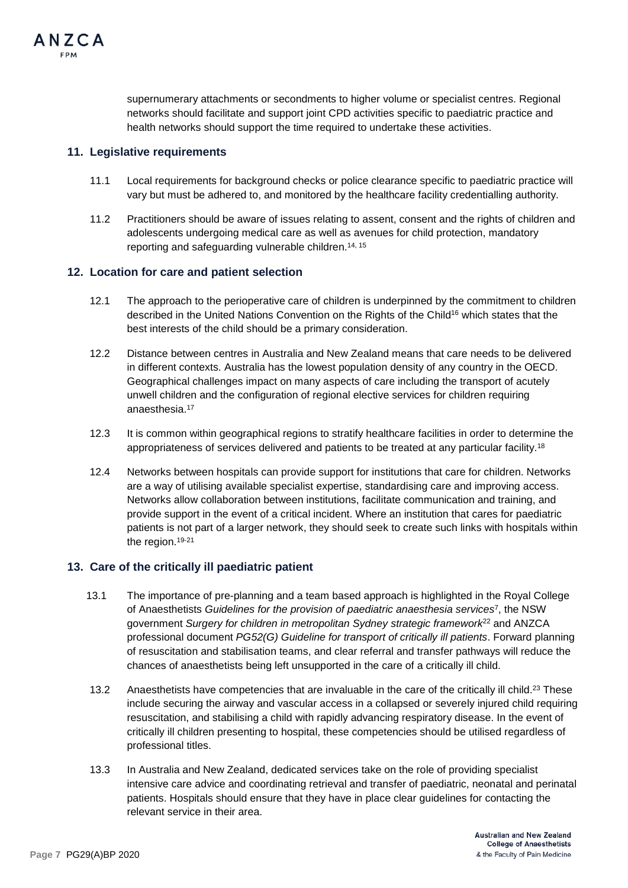supernumerary attachments or secondments to higher volume or specialist centres. Regional networks should facilitate and support joint CPD activities specific to paediatric practice and health networks should support the time required to undertake these activities.

## 11. Legislative requirements

11.1 Local requirements for background checks or police clearance specific to paediatric practice will vary but must be adhered to, and monitored by the healthcare facility credentialling authority.

11.2 Practitioners should be aware of issues relating to assent, consent and the rights of children and adolescents undergoing medical care as well as avenues for child protection, mandatory reporting and safeguarding vulnerable children.[14, 15]

## 12. Location for care and patient selection

12.1 The approach to the perioperative care of children is underpinned by the commitment to children described in the United Nations Convention on the Rights of the Child[16] which states that the best interests of the child should be a primary consideration.

12.2 Distance between centres in Australia and New Zealand means that care needs to be delivered in different contexts. Australia has the lowest population density of any country in the OECD. Geographical challenges impact on many aspects of care including the transport of acutely unwell children and the configuration of regional elective services for children requiring anaesthesia.[17]

12.3 It is common within geographical regions to stratify healthcare facilities in order to determine the appropriateness of services delivered and patients to be treated at any particular facility.[18]

12.4 Networks between hospitals can provide support for institutions that care for children. Networks are a way of utilising available specialist expertise, standardising care and improving access. Networks allow collaboration between institutions, facilitate communication and training, and provide support in the event of a critical incident. Where an institution that cares for paediatric patients is not part of a larger network, they should seek to create such links with hospitals within the region.[19-21]

## 13. Care of the critically ill paediatric patient

13.1 The importance of pre-planning and a team based approach is highlighted in the Royal College of Anaesthetists *Guidelines for the provision of paediatric anaesthesia services*[7], the NSW government *Surgery for children in metropolitan Sydney strategic framework*[22] and ANZCA professional document *PG52(G) Guideline for transport of critically ill patients*. Forward planning of resuscitation and stabilisation teams, and clear referral and transfer pathways will reduce the chances of anaesthetists being left unsupported in the care of a critically ill child.

13.2 Anaesthetists have competencies that are invaluable in the care of the critically ill child.[23] These include securing the airway and vascular access in a collapsed or severely injured child requiring resuscitation, and stabilising a child with rapidly advancing respiratory disease. In the event of critically ill children presenting to hospital, these competencies should be utilised regardless of professional titles.

13.3 In Australia and New Zealand, dedicated services take on the role of providing specialist intensive care advice and coordinating retrieval and transfer of paediatric, neonatal and perinatal patients. Hospitals should ensure that they have in place clear guidelines for contacting the relevant service in their area.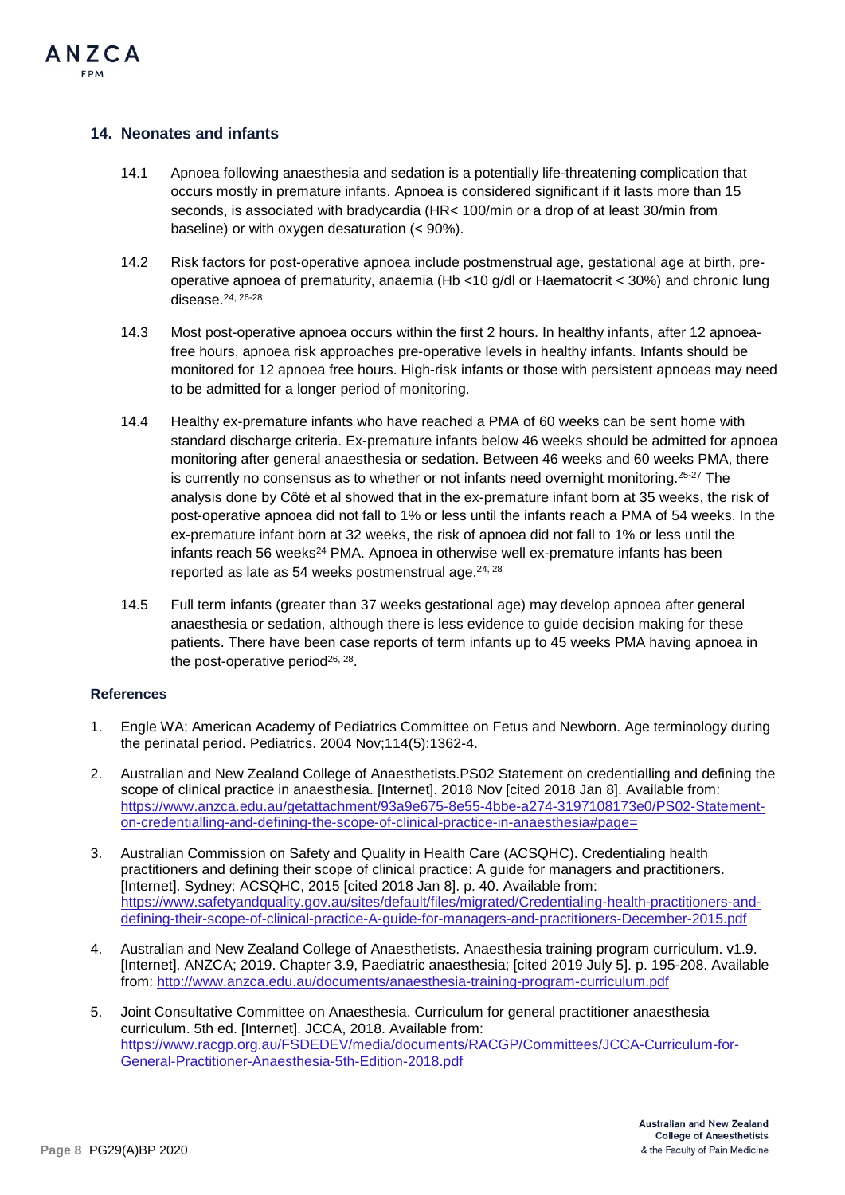## 14. Neonates and infants

14.1 Apnoea following anaesthesia and sedation is a potentially life-threatening complication that occurs mostly in premature infants. Apnoea is considered significant if it lasts more than 15 seconds, is associated with bradycardia (HR< 100/min or a drop of at least 30/min from baseline) or with oxygen desaturation (< 90%).

14.2 Risk factors for post-operative apnoea include postmenstrual age, gestational age at birth, pre-operative apnoea of prematurity, anaemia (Hb <10 g/dl or Haematocrit < 30%) and chronic lung disease.[24, 26-28]

14.3 Most post-operative apnoea occurs within the first 2 hours. In healthy infants, after 12 apnoea-free hours, apnoea risk approaches pre-operative levels in healthy infants. Infants should be monitored for 12 apnoea free hours. High-risk infants or those with persistent apnoeas may need to be admitted for a longer period of monitoring.

14.4 Healthy ex-premature infants who have reached a PMA of 60 weeks can be sent home with standard discharge criteria. Ex-premature infants below 46 weeks should be admitted for apnoea monitoring after general anaesthesia or sedation. Between 46 weeks and 60 weeks PMA, there is currently no consensus as to whether or not infants need overnight monitoring.[25-27] The analysis done by Côté et al showed that in the ex-premature infant born at 35 weeks, the risk of post-operative apnoea did not fall to 1% or less until the infants reach a PMA of 54 weeks. In the ex-premature infant born at 32 weeks, the risk of apnoea did not fall to 1% or less until the infants reach 56 weeks[24] PMA. Apnoea in otherwise well ex-premature infants has been reported as late as 54 weeks postmenstrual age.[24, 28]

14.5 Full term infants (greater than 37 weeks gestational age) may develop apnoea after general anaesthesia or sedation, although there is less evidence to guide decision making for these patients. There have been case reports of term infants up to 45 weeks PMA having apnoea in the post-operative period[26, 28].

### References

1. Engle WA; American Academy of Pediatrics Committee on Fetus and Newborn. Age terminology during the perinatal period. Pediatrics. 2004 Nov;114(5):1362-4.
2. Australian and New Zealand College of Anaesthetists.PS02 Statement on credentialling and defining the scope of clinical practice in anaesthesia. [Internet]. 2018 Nov [cited 2018 Jan 8]. Available from: https://www.anzca.edu.au/getattachment/93a9e675-8e55-4bbe-a274-3197108173e0/PS02-Statement-on-credentialling-and-defining-the-scope-of-clinical-practice-in-anaesthesia#page=
3. Australian Commission on Safety and Quality in Health Care (ACSQHC). Credentialing health practitioners and defining their scope of clinical practice: A guide for managers and practitioners. [Internet]. Sydney: ACSQHC, 2015 [cited 2018 Jan 8]. p. 40. Available from: https://www.safetyandquality.gov.au/sites/default/files/migrated/Credentialing-health-practitioners-and-defining-their-scope-of-clinical-practice-A-guide-for-managers-and-practitioners-December-2015.pdf
4. Australian and New Zealand College of Anaesthetists. Anaesthesia training program curriculum. v1.9. [Internet]. ANZCA; 2019. Chapter 3.9, Paediatric anaesthesia; [cited 2019 July 5]. p. 195-208. Available from: http://www.anzca.edu.au/documents/anaesthesia-training-program-curriculum.pdf
5. Joint Consultative Committee on Anaesthesia. Curriculum for general practitioner anaesthesia curriculum. 5th ed. [Internet]. JCCA, 2018. Available from: https://www.racgp.org.au/FSDEDEV/media/documents/RACGP/Committees/JCCA-Curriculum-for-General-Practitioner-Anaesthesia-5th-Edition-2018.pdf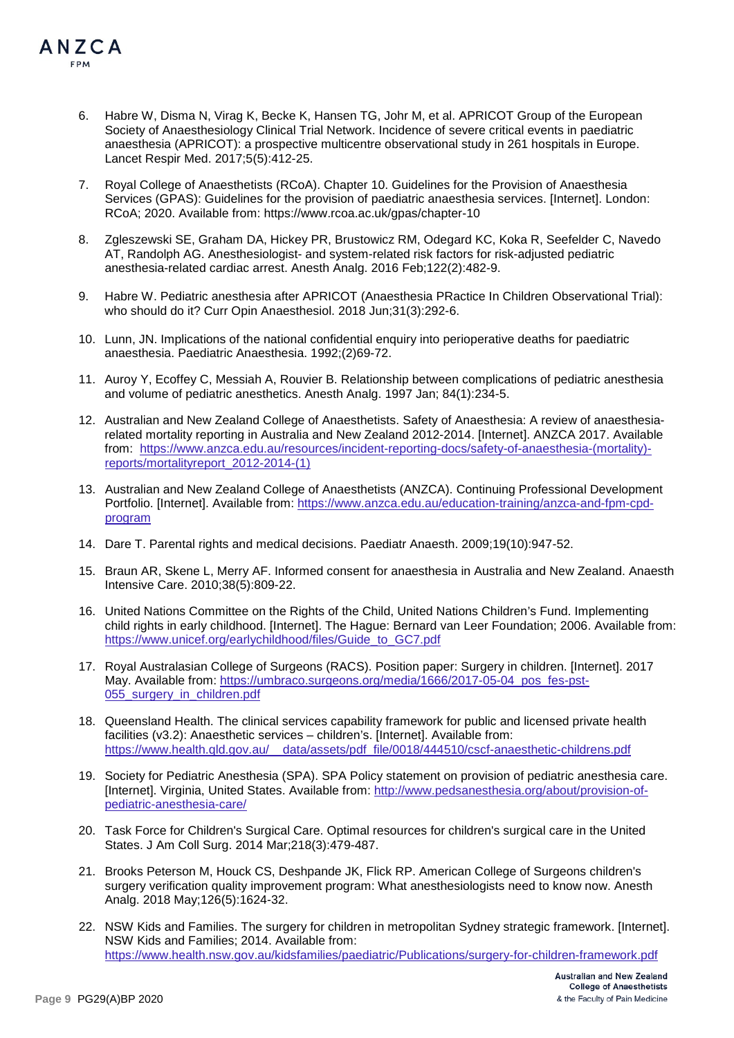6. Habre W, Disma N, Virag K, Becke K, Hansen TG, Johr M, et al. APRICOT Group of the European Society of Anaesthesiology Clinical Trial Network. Incidence of severe critical events in paediatric anaesthesia (APRICOT): a prospective multicentre observational study in 261 hospitals in Europe. Lancet Respir Med. 2017;5(5):412-25.

7. Royal College of Anaesthetists (RCoA). Chapter 10. Guidelines for the Provision of Anaesthesia Services (GPAS): Guidelines for the provision of paediatric anaesthesia services. [Internet]. London: RCoA; 2020. Available from: https://www.rcoa.ac.uk/gpas/chapter-10

8. Zgleszewski SE, Graham DA, Hickey PR, Brustowicz RM, Odegard KC, Koka R, Seefelder C, Navedo AT, Randolph AG. Anesthesiologist- and system-related risk factors for risk-adjusted pediatric anesthesia-related cardiac arrest. Anesth Analg. 2016 Feb;122(2):482-9.

9. Habre W. Pediatric anesthesia after APRICOT (Anaesthesia PRactice In Children Observational Trial): who should do it? Curr Opin Anaesthesiol. 2018 Jun;31(3):292-6.

10. Lunn, JN. Implications of the national confidential enquiry into perioperative deaths for paediatric anaesthesia. Paediatric Anaesthesia. 1992;(2)69-72.

11. Auroy Y, Ecoffey C, Messiah A, Rouvier B. Relationship between complications of pediatric anesthesia and volume of pediatric anesthetics. Anesth Analg. 1997 Jan; 84(1):234-5.

12. Australian and New Zealand College of Anaesthetists. Safety of Anaesthesia: A review of anaesthesia-related mortality reporting in Australia and New Zealand 2012-2014. [Internet]. ANZCA 2017. Available from: https://www.anzca.edu.au/resources/incident-reporting-docs/safety-of-anaesthesia-(mortality)-reports/mortalityreport_2012-2014-(1)

13. Australian and New Zealand College of Anaesthetists (ANZCA). Continuing Professional Development Portfolio. [Internet]. Available from: https://www.anzca.edu.au/education-training/anzca-and-fpm-cpd-program

14. Dare T. Parental rights and medical decisions. Paediatr Anaesth. 2009;19(10):947-52.

15. Braun AR, Skene L, Merry AF. Informed consent for anaesthesia in Australia and New Zealand. Anaesth Intensive Care. 2010;38(5):809-22.

16. United Nations Committee on the Rights of the Child, United Nations Children's Fund. Implementing child rights in early childhood. [Internet]. The Hague: Bernard van Leer Foundation; 2006. Available from: https://www.unicef.org/earlychildhood/files/Guide_to_GC7.pdf

17. Royal Australasian College of Surgeons (RACS). Position paper: Surgery in children. [Internet]. 2017 May. Available from: https://umbraco.surgeons.org/media/1666/2017-05-04_pos_fes-pst-055_surgery_in_children.pdf

18. Queensland Health. The clinical services capability framework for public and licensed private health facilities (v3.2): Anaesthetic services – children's. [Internet]. Available from: https://www.health.qld.gov.au/__data/assets/pdf_file/0018/444510/cscf-anaesthetic-childrens.pdf

19. Society for Pediatric Anesthesia (SPA). SPA Policy statement on provision of pediatric anesthesia care. [Internet]. Virginia, United States. Available from: http://www.pedsanesthesia.org/about/provision-of-pediatric-anesthesia-care/

20. Task Force for Children's Surgical Care. Optimal resources for children's surgical care in the United States. J Am Coll Surg. 2014 Mar;218(3):479-487.

21. Brooks Peterson M, Houck CS, Deshpande JK, Flick RP. American College of Surgeons children's surgery verification quality improvement program: What anesthesiologists need to know now. Anesth Analg. 2018 May;126(5):1624-32.

22. NSW Kids and Families. The surgery for children in metropolitan Sydney strategic framework. [Internet]. NSW Kids and Families; 2014. Available from: https://www.health.nsw.gov.au/kidsfamilies/paediatric/Publications/surgery-for-children-framework.pdf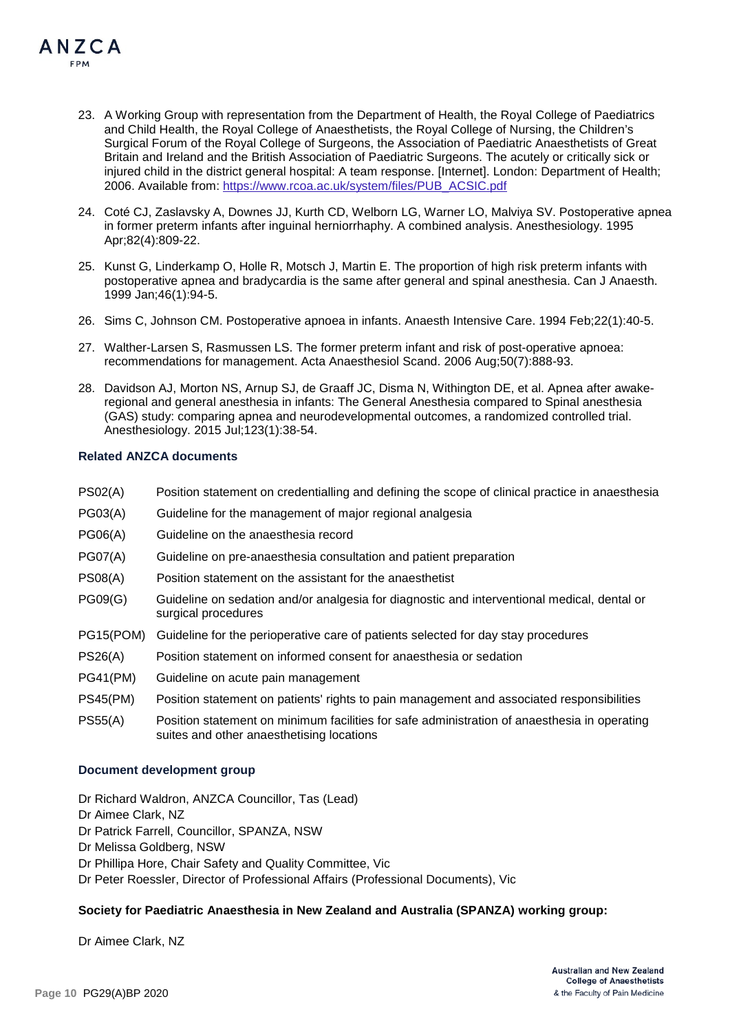23. A Working Group with representation from the Department of Health, the Royal College of Paediatrics and Child Health, the Royal College of Anaesthetists, the Royal College of Nursing, the Children's Surgical Forum of the Royal College of Surgeons, the Association of Paediatric Anaesthetists of Great Britain and Ireland and the British Association of Paediatric Surgeons. The acutely or critically sick or injured child in the district general hospital: A team response. [Internet]. London: Department of Health; 2006. Available from: https://www.rcoa.ac.uk/system/files/PUB_ACSIC.pdf
24. Coté CJ, Zaslavsky A, Downes JJ, Kurth CD, Welborn LG, Warner LO, Malviya SV. Postoperative apnea in former preterm infants after inguinal herniorrhaphy. A combined analysis. Anesthesiology. 1995 Apr;82(4):809-22.
25. Kunst G, Linderkamp O, Holle R, Motsch J, Martin E. The proportion of high risk preterm infants with postoperative apnea and bradycardia is the same after general and spinal anesthesia. Can J Anaesth. 1999 Jan;46(1):94-5.
26. Sims C, Johnson CM. Postoperative apnoea in infants. Anaesth Intensive Care. 1994 Feb;22(1):40-5.
27. Walther-Larsen S, Rasmussen LS. The former preterm infant and risk of post-operative apnoea: recommendations for management. Acta Anaesthesiol Scand. 2006 Aug;50(7):888-93.
28. Davidson AJ, Morton NS, Arnup SJ, de Graaff JC, Disma N, Withington DE, et al. Apnea after awake-regional and general anesthesia in infants: The General Anesthesia compared to Spinal anesthesia (GAS) study: comparing apnea and neurodevelopmental outcomes, a randomized controlled trial. Anesthesiology. 2015 Jul;123(1):38-54.

### Related ANZCA documents

| | |
|---|---|
| PS02(A) | Position statement on credentialling and defining the scope of clinical practice in anaesthesia |
| PG03(A) | Guideline for the management of major regional analgesia |
| PG06(A) | Guideline on the anaesthesia record |
| PG07(A) | Guideline on pre-anaesthesia consultation and patient preparation |
| PS08(A) | Position statement on the assistant for the anaesthetist |
| PG09(G) | Guideline on sedation and/or analgesia for diagnostic and interventional medical, dental or surgical procedures |
| PG15(POM) | Guideline for the perioperative care of patients selected for day stay procedures |
| PS26(A) | Position statement on informed consent for anaesthesia or sedation |
| PG41(PM) | Guideline on acute pain management |
| PS45(PM) | Position statement on patients' rights to pain management and associated responsibilities |
| PS55(A) | Position statement on minimum facilities for safe administration of anaesthesia in operating suites and other anaesthetising locations |

### Document development group

Dr Richard Waldron, ANZCA Councillor, Tas (Lead)
Dr Aimee Clark, NZ
Dr Patrick Farrell, Councillor, SPANZA, NSW
Dr Melissa Goldberg, NSW
Dr Phillipa Hore, Chair Safety and Quality Committee, Vic
Dr Peter Roessler, Director of Professional Affairs (Professional Documents), Vic

### Society for Paediatric Anaesthesia in New Zealand and Australia (SPANZA) working group:

Dr Aimee Clark, NZ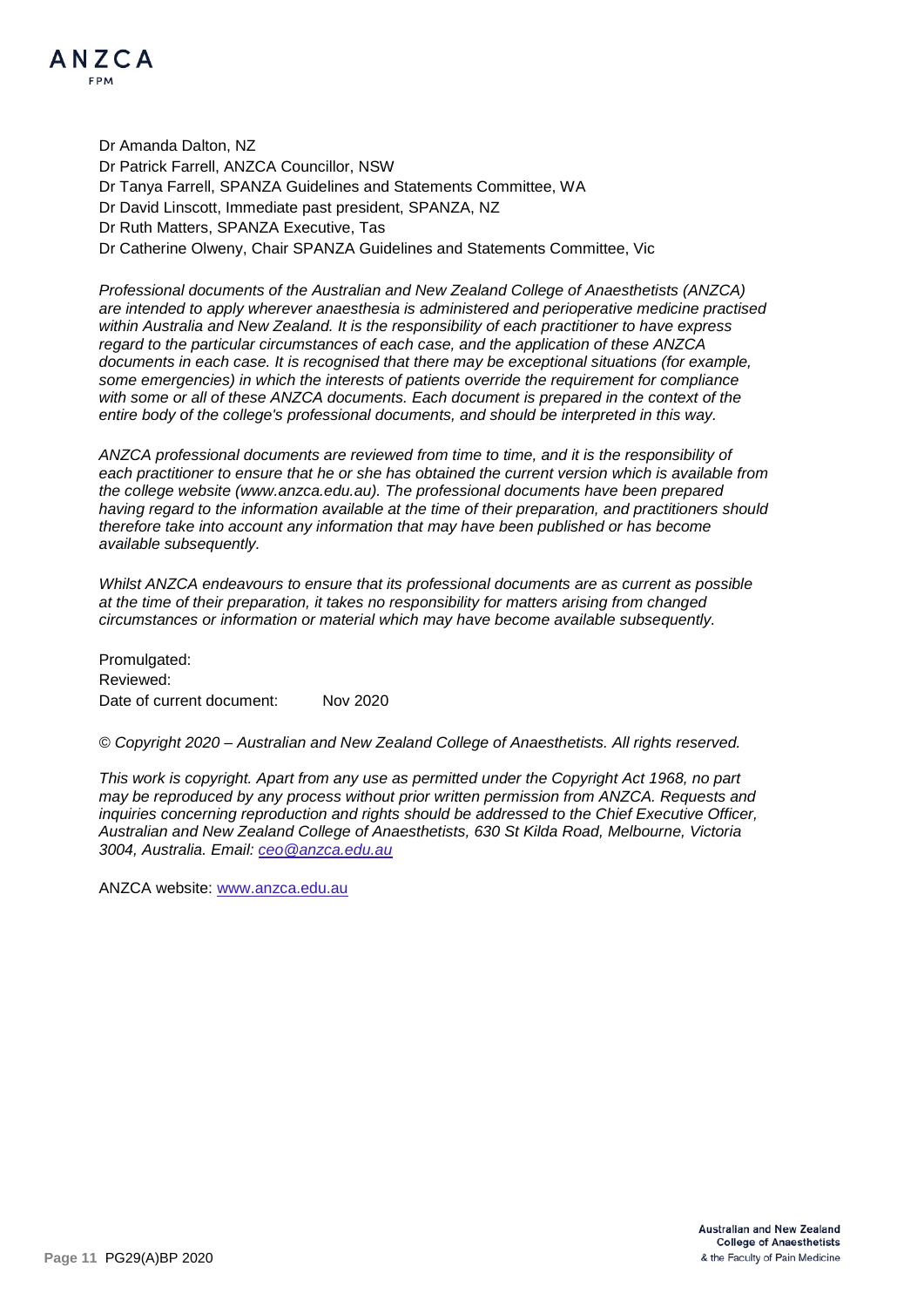Dr Amanda Dalton, NZ
Dr Patrick Farrell, ANZCA Councillor, NSW
Dr Tanya Farrell, SPANZA Guidelines and Statements Committee, WA
Dr David Linscott, Immediate past president, SPANZA, NZ
Dr Ruth Matters, SPANZA Executive, Tas
Dr Catherine Olweny, Chair SPANZA Guidelines and Statements Committee, Vic

*Professional documents of the Australian and New Zealand College of Anaesthetists (ANZCA) are intended to apply wherever anaesthesia is administered and perioperative medicine practised within Australia and New Zealand. It is the responsibility of each practitioner to have express regard to the particular circumstances of each case, and the application of these ANZCA documents in each case. It is recognised that there may be exceptional situations (for example, some emergencies) in which the interests of patients override the requirement for compliance with some or all of these ANZCA documents. Each document is prepared in the context of the entire body of the college's professional documents, and should be interpreted in this way.*

*ANZCA professional documents are reviewed from time to time, and it is the responsibility of each practitioner to ensure that he or she has obtained the current version which is available from the college website (www.anzca.edu.au). The professional documents have been prepared having regard to the information available at the time of their preparation, and practitioners should therefore take into account any information that may have been published or has become available subsequently.*

*Whilst ANZCA endeavours to ensure that its professional documents are as current as possible at the time of their preparation, it takes no responsibility for matters arising from changed circumstances or information or material which may have become available subsequently.*

Promulgated:
Reviewed:
Date of current document: Nov 2020

*© Copyright 2020 – Australian and New Zealand College of Anaesthetists. All rights reserved.*

*This work is copyright. Apart from any use as permitted under the Copyright Act 1968, no part may be reproduced by any process without prior written permission from ANZCA. Requests and inquiries concerning reproduction and rights should be addressed to the Chief Executive Officer, Australian and New Zealand College of Anaesthetists, 630 St Kilda Road, Melbourne, Victoria 3004, Australia. Email: ceo@anzca.edu.au*

ANZCA website: www.anzca.edu.au